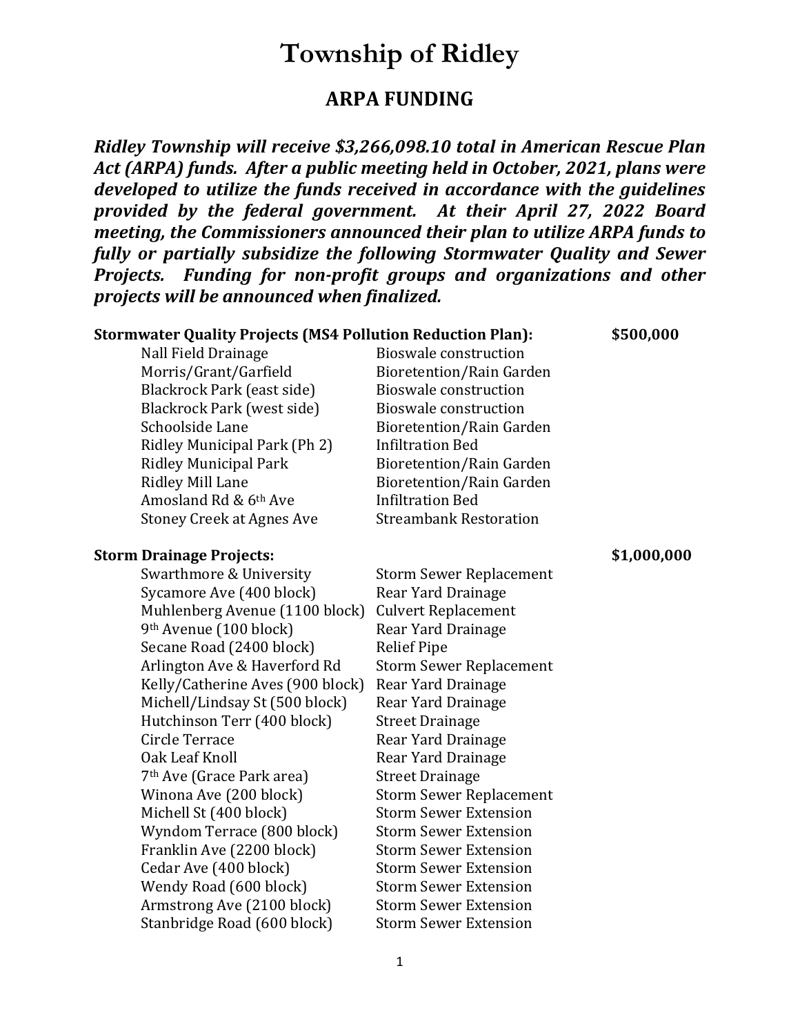# Township of Ridley

## ARPA FUNDING

***Ridley Township will receive $3,266,098.10 total in American Rescue Plan Act (ARPA) funds. After a public meeting held in October, 2021, plans were developed to utilize the funds received in accordance with the guidelines provided by the federal government. At their April 27, 2022 Board meeting, the Commissioners announced their plan to utilize ARPA funds to fully or partially subsidize the following Stormwater Quality and Sewer Projects. Funding for non-profit groups and organizations and other projects will be announced when finalized.***

| **Stormwater Quality Projects (MS4 Pollution Reduction Plan):** | | **$500,000** |
|---|---|---|
| Nall Field Drainage | Bioswale construction | |
| Morris/Grant/Garfield | Bioretention/Rain Garden | |
| Blackrock Park (east side) | Bioswale construction | |
| Blackrock Park (west side) | Bioswale construction | |
| Schoolside Lane | Bioretention/Rain Garden | |
| Ridley Municipal Park (Ph 2) | Infiltration Bed | |
| Ridley Municipal Park | Bioretention/Rain Garden | |
| Ridley Mill Lane | Bioretention/Rain Garden | |
| Amosland Rd & 6th Ave | Infiltration Bed | |
| Stoney Creek at Agnes Ave | Streambank Restoration | |

| **Storm Drainage Projects:** | | **$1,000,000** |
|---|---|---|
| Swarthmore & University | Storm Sewer Replacement | |
| Sycamore Ave (400 block) | Rear Yard Drainage | |
| Muhlenberg Avenue (1100 block) | Culvert Replacement | |
| 9th Avenue (100 block) | Rear Yard Drainage | |
| Secane Road (2400 block) | Relief Pipe | |
| Arlington Ave & Haverford Rd | Storm Sewer Replacement | |
| Kelly/Catherine Aves (900 block) | Rear Yard Drainage | |
| Michell/Lindsay St (500 block) | Rear Yard Drainage | |
| Hutchinson Terr (400 block) | Street Drainage | |
| Circle Terrace | Rear Yard Drainage | |
| Oak Leaf Knoll | Rear Yard Drainage | |
| 7th Ave (Grace Park area) | Street Drainage | |
| Winona Ave (200 block) | Storm Sewer Replacement | |
| Michell St (400 block) | Storm Sewer Extension | |
| Wyndom Terrace (800 block) | Storm Sewer Extension | |
| Franklin Ave (2200 block) | Storm Sewer Extension | |
| Cedar Ave (400 block) | Storm Sewer Extension | |
| Wendy Road (600 block) | Storm Sewer Extension | |
| Armstrong Ave (2100 block) | Storm Sewer Extension | |
| Stanbridge Road (600 block) | Storm Sewer Extension | |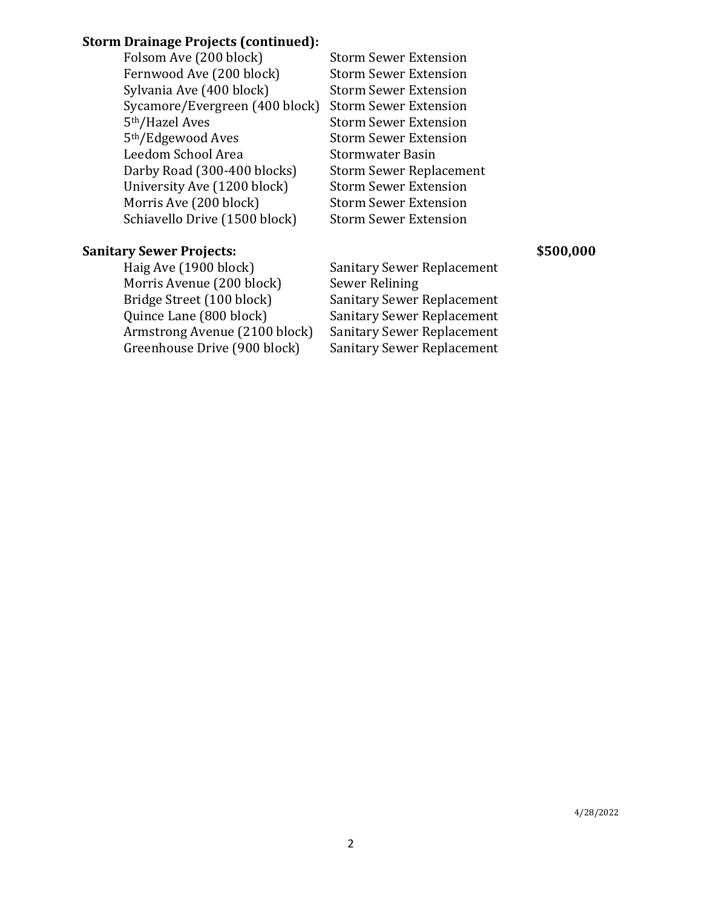**Storm Drainage Projects (continued):**

| | | |
|---|---|---|
| Folsom Ave (200 block) | Storm Sewer Extension | |
| Fernwood Ave (200 block) | Storm Sewer Extension | |
| Sylvania Ave (400 block) | Storm Sewer Extension | |
| Sycamore/Evergreen (400 block) | Storm Sewer Extension | |
| 5th/Hazel Aves | Storm Sewer Extension | |
| 5th/Edgewood Aves | Storm Sewer Extension | |
| Leedom School Area | Stormwater Basin | |
| Darby Road (300-400 blocks) | Storm Sewer Replacement | |
| University Ave (1200 block) | Storm Sewer Extension | |
| Morris Ave (200 block) | Storm Sewer Extension | |
| Schiavello Drive (1500 block) | Storm Sewer Extension | |

**Sanitary Sewer Projects:** **$500,000**

| | | |
|---|---|---|
| Haig Ave (1900 block) | Sanitary Sewer Replacement | |
| Morris Avenue (200 block) | Sewer Relining | |
| Bridge Street (100 block) | Sanitary Sewer Replacement | |
| Quince Lane (800 block) | Sanitary Sewer Replacement | |
| Armstrong Avenue (2100 block) | Sanitary Sewer Replacement | |
| Greenhouse Drive (900 block) | Sanitary Sewer Replacement | |

4/28/2022